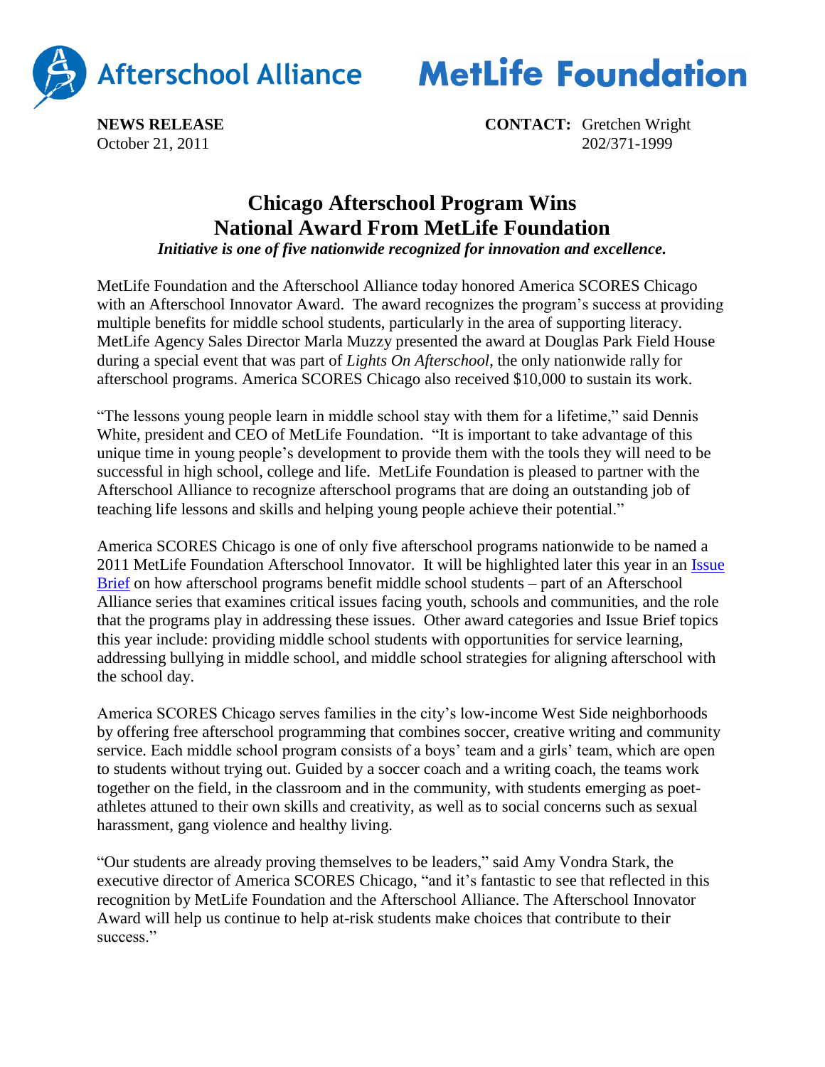Afterschool Alliance MetLife Foundation

**NEWS RELEASE**
October 21, 2011

**CONTACT:** Gretchen Wright
202/371-1999

# Chicago Afterschool Program Wins National Award From MetLife Foundation

***Initiative is one of five nationwide recognized for innovation and excellence.***

MetLife Foundation and the Afterschool Alliance today honored America SCORES Chicago with an Afterschool Innovator Award. The award recognizes the program's success at providing multiple benefits for middle school students, particularly in the area of supporting literacy. MetLife Agency Sales Director Marla Muzzy presented the award at Douglas Park Field House during a special event that was part of *Lights On Afterschool*, the only nationwide rally for afterschool programs. America SCORES Chicago also received $10,000 to sustain its work.

"The lessons young people learn in middle school stay with them for a lifetime," said Dennis White, president and CEO of MetLife Foundation. "It is important to take advantage of this unique time in young people's development to provide them with the tools they will need to be successful in high school, college and life. MetLife Foundation is pleased to partner with the Afterschool Alliance to recognize afterschool programs that are doing an outstanding job of teaching life lessons and skills and helping young people achieve their potential."

America SCORES Chicago is one of only five afterschool programs nationwide to be named a 2011 MetLife Foundation Afterschool Innovator. It will be highlighted later this year in an Issue Brief on how afterschool programs benefit middle school students – part of an Afterschool Alliance series that examines critical issues facing youth, schools and communities, and the role that the programs play in addressing these issues. Other award categories and Issue Brief topics this year include: providing middle school students with opportunities for service learning, addressing bullying in middle school, and middle school strategies for aligning afterschool with the school day.

America SCORES Chicago serves families in the city's low-income West Side neighborhoods by offering free afterschool programming that combines soccer, creative writing and community service. Each middle school program consists of a boys' team and a girls' team, which are open to students without trying out. Guided by a soccer coach and a writing coach, the teams work together on the field, in the classroom and in the community, with students emerging as poet-athletes attuned to their own skills and creativity, as well as to social concerns such as sexual harassment, gang violence and healthy living.

"Our students are already proving themselves to be leaders," said Amy Vondra Stark, the executive director of America SCORES Chicago, "and it's fantastic to see that reflected in this recognition by MetLife Foundation and the Afterschool Alliance. The Afterschool Innovator Award will help us continue to help at-risk students make choices that contribute to their success."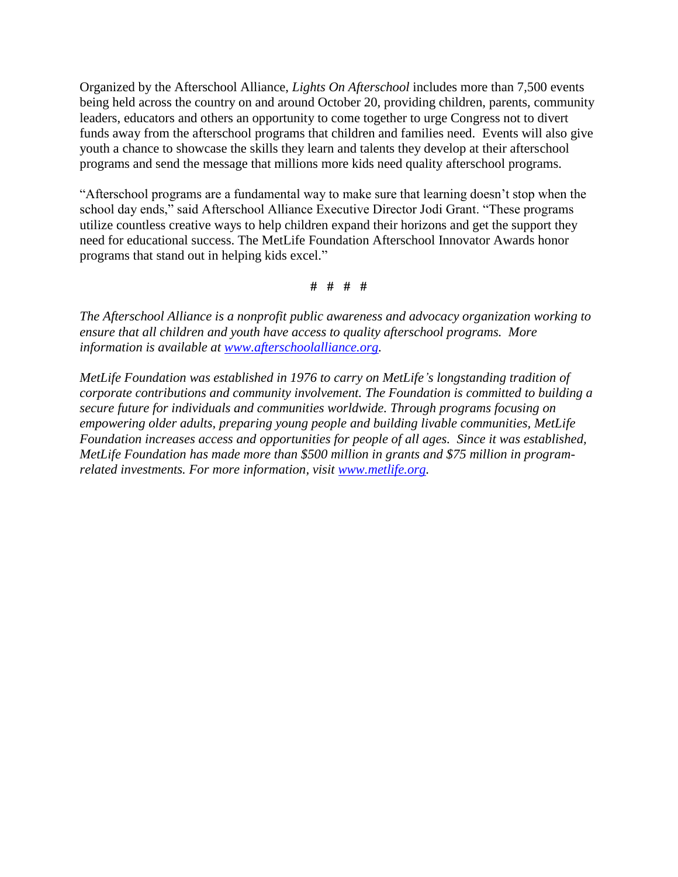Organized by the Afterschool Alliance, *Lights On Afterschool* includes more than 7,500 events being held across the country on and around October 20, providing children, parents, community leaders, educators and others an opportunity to come together to urge Congress not to divert funds away from the afterschool programs that children and families need. Events will also give youth a chance to showcase the skills they learn and talents they develop at their afterschool programs and send the message that millions more kids need quality afterschool programs.

"Afterschool programs are a fundamental way to make sure that learning doesn't stop when the school day ends," said Afterschool Alliance Executive Director Jodi Grant. "These programs utilize countless creative ways to help children expand their horizons and get the support they need for educational success. The MetLife Foundation Afterschool Innovator Awards honor programs that stand out in helping kids excel."

# # # #

*The Afterschool Alliance is a nonprofit public awareness and advocacy organization working to ensure that all children and youth have access to quality afterschool programs. More information is available at [www.afterschoolalliance.org](http://www.afterschoolalliance.org).*

*MetLife Foundation was established in 1976 to carry on MetLife's longstanding tradition of corporate contributions and community involvement. The Foundation is committed to building a secure future for individuals and communities worldwide. Through programs focusing on empowering older adults, preparing young people and building livable communities, MetLife Foundation increases access and opportunities for people of all ages. Since it was established, MetLife Foundation has made more than $500 million in grants and $75 million in program-related investments. For more information, visit [www.metlife.org](http://www.metlife.org).*